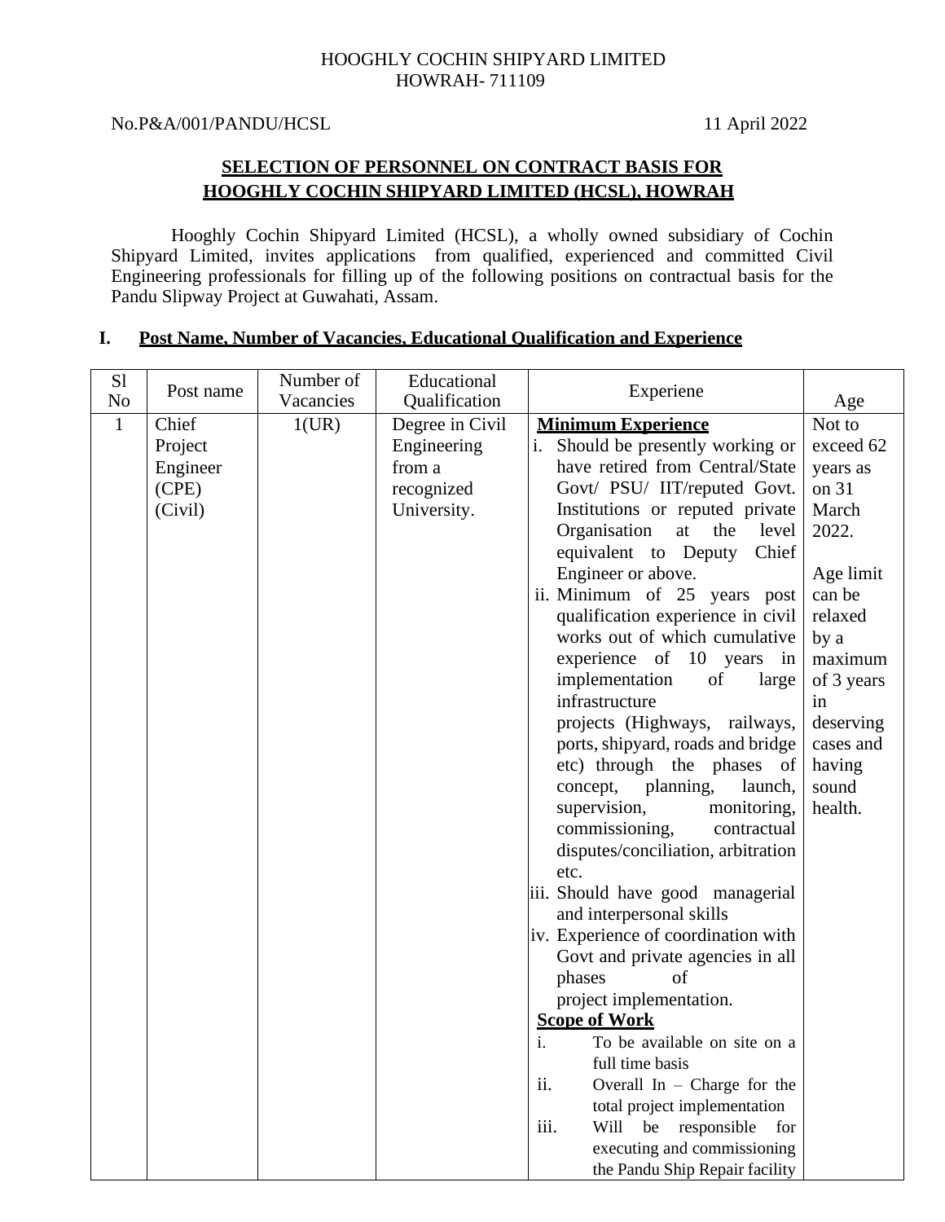HOOGHLY COCHIN SHIPYARD LIMITED
HOWRAH- 711109

No.P&A/001/PANDU/HCSL 11 April 2022

## SELECTION OF PERSONNEL ON CONTRACT BASIS FOR HOOGHLY COCHIN SHIPYARD LIMITED (HCSL), HOWRAH

Hooghly Cochin Shipyard Limited (HCSL), a wholly owned subsidiary of Cochin Shipyard Limited, invites applications from qualified, experienced and committed Civil Engineering professionals for filling up of the following positions on contractual basis for the Pandu Slipway Project at Guwahati, Assam.

### I. Post Name, Number of Vacancies, Educational Qualification and Experience

| Sl No | Post name | Number of Vacancies | Educational Qualification | Experiene | Age |
|---|---|---|---|---|---|
| 1 | Chief Project Engineer (CPE) (Civil) | 1(UR) | Degree in Civil Engineering from a recognized University. | **Minimum Experience**<br>i. Should be presently working or have retired from Central/State Govt/ PSU/ IIT/reputed Govt. Institutions or reputed private Organisation at the level equivalent to Deputy Chief Engineer or above.<br>ii. Minimum of 25 years post qualification experience in civil works out of which cumulative experience of 10 years in implementation of large infrastructure projects (Highways, railways, ports, shipyard, roads and bridge etc) through the phases of concept, planning, launch, supervision, monitoring, commissioning, contractual disputes/conciliation, arbitration etc.<br>iii. Should have good managerial and interpersonal skills<br>iv. Experience of coordination with Govt and private agencies in all phases of project implementation.<br>**Scope of Work**<br>i. To be available on site on a full time basis<br>ii. Overall In – Charge for the total project implementation<br>iii. Will be responsible for executing and commissioning the Pandu Ship Repair facility | Not to exceed 62 years as on 31 March 2022.<br><br>Age limit can be relaxed by a maximum of 3 years in deserving cases and having sound health. |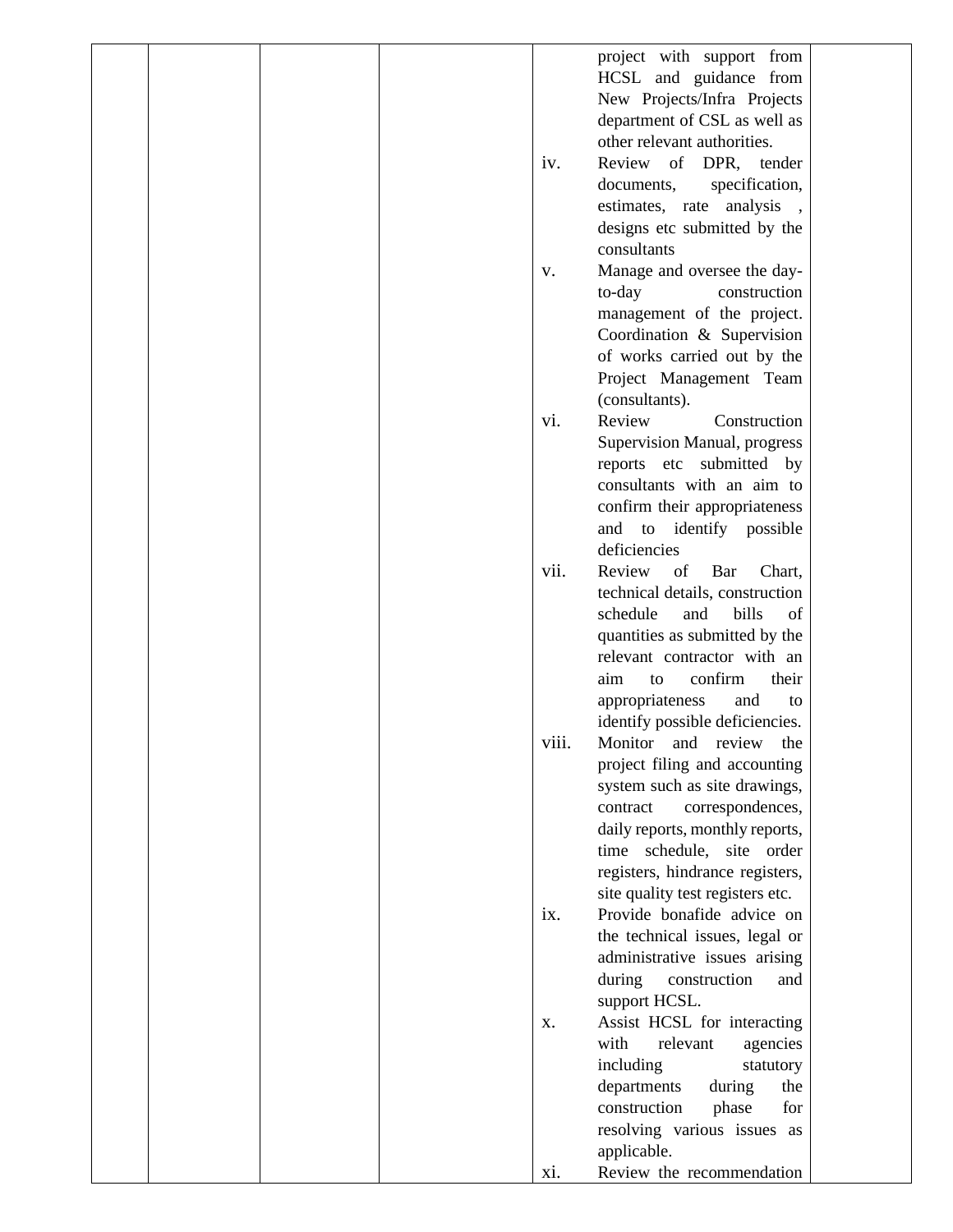| | | | | | | |
|---|---|---|---|---|---|---|
| | | | | | project with support from HCSL and guidance from New Projects/Infra Projects department of CSL as well as other relevant authorities.<br>iv. Review of DPR, tender documents, specification, estimates, rate analysis , designs etc submitted by the consultants<br>v. Manage and oversee the day-to-day construction management of the project. Coordination & Supervision of works carried out by the Project Management Team (consultants).<br>vi. Review Construction Supervision Manual, progress reports etc submitted by consultants with an aim to confirm their appropriateness and to identify possible deficiencies<br>vii. Review of Bar Chart, technical details, construction schedule and bills of quantities as submitted by the relevant contractor with an aim to confirm their appropriateness and to identify possible deficiencies.<br>viii. Monitor and review the project filing and accounting system such as site drawings, contract correspondences, daily reports, monthly reports, time schedule, site order registers, hindrance registers, site quality test registers etc.<br>ix. Provide bonafide advice on the technical issues, legal or administrative issues arising during construction and support HCSL.<br>x. Assist HCSL for interacting with relevant agencies including statutory departments during the construction phase for resolving various issues as applicable.<br>xi. Review the recommendation | |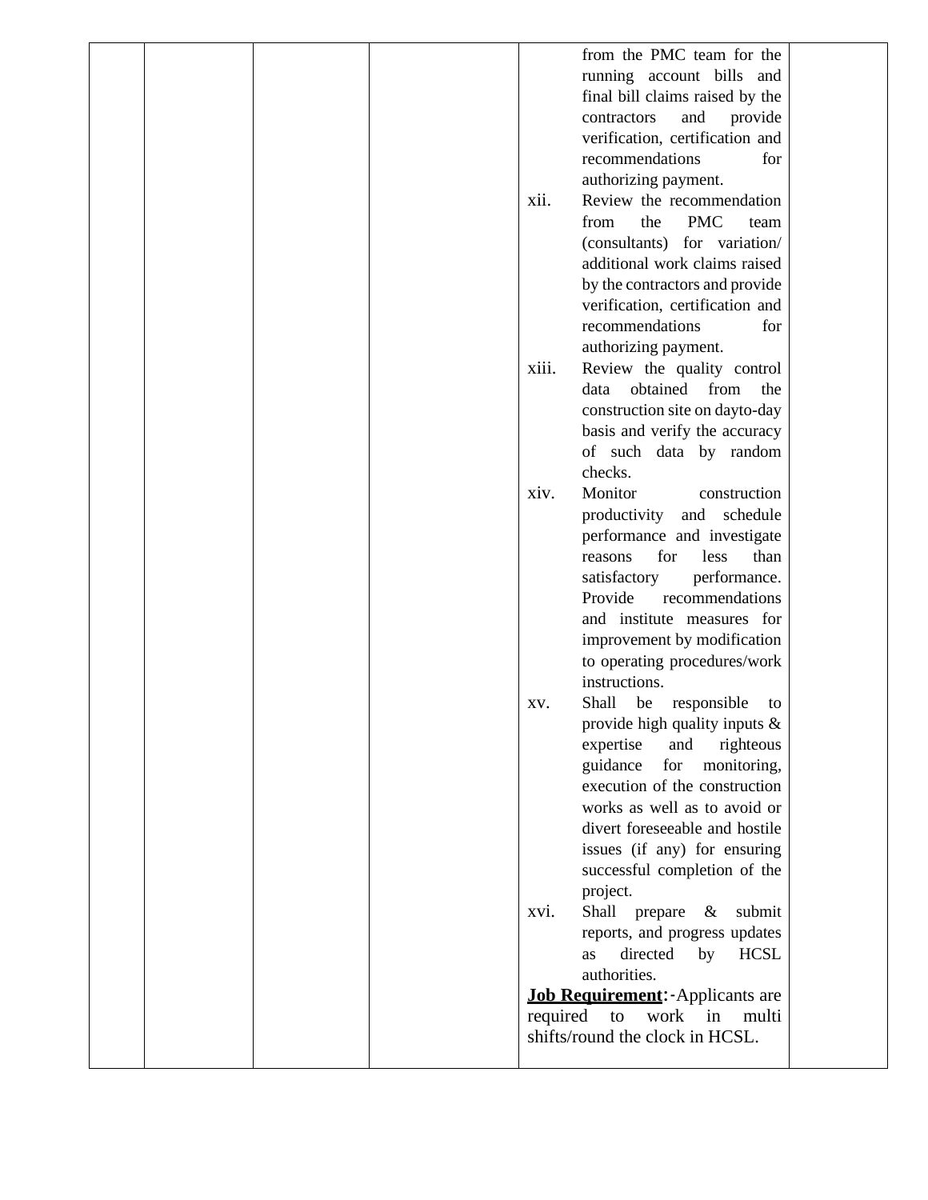|  |  |  |  | from the PMC team for the running account bills and final bill claims raised by the contractors and provide verification, certification and recommendations for authorizing payment.<br>xii. Review the recommendation from the PMC team (consultants) for variation/ additional work claims raised by the contractors and provide verification, certification and recommendations for authorizing payment.<br>xiii. Review the quality control data obtained from the construction site on dayto-day basis and verify the accuracy of such data by random checks.<br>xiv. Monitor construction productivity and schedule performance and investigate reasons for less than satisfactory performance. Provide recommendations and institute measures for improvement by modification to operating procedures/work instructions.<br>xv. Shall be responsible to provide high quality inputs & expertise and righteous guidance for monitoring, execution of the construction works as well as to avoid or divert foreseeable and hostile issues (if any) for ensuring successful completion of the project.<br>xvi. Shall prepare & submit reports, and progress updates as directed by HCSL authorities.<br>**Job Requirement**:-Applicants are required to work in multi shifts/round the clock in HCSL. |  |
|---|---|---|---|---|---|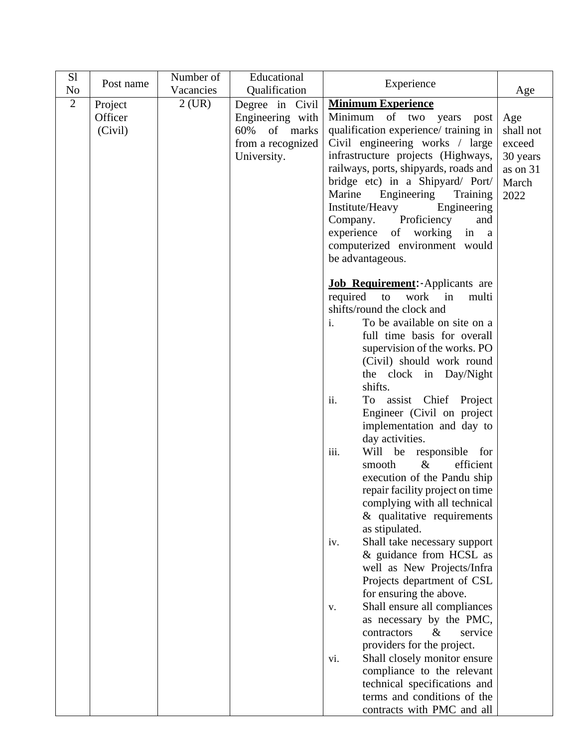| Sl No | Post name | Number of Vacancies | Educational Qualification | Experience | Age |
|---|---|---|---|---|---|
| 2 | Project Officer (Civil) | 2 (UR) | Degree in Civil Engineering with 60% of marks from a recognized University. | **Minimum Experience**<br>Minimum of two years post qualification experience/ training in Civil engineering works / large infrastructure projects (Highways, railways, ports, shipyards, roads and bridge etc) in a Shipyard/ Port/ Marine Engineering Training Institute/Heavy Engineering Company. Proficiency and experience of working in a computerized environment would be advantageous.<br><br>**Job Requirement**:-Applicants are required to work in multi shifts/round the clock and<br>i. To be available on site on a full time basis for overall supervision of the works. PO (Civil) should work round the clock in Day/Night shifts.<br>ii. To assist Chief Project Engineer (Civil on project implementation and day to day activities.<br>iii. Will be responsible for smooth & efficient execution of the Pandu ship repair facility project on time complying with all technical & qualitative requirements as stipulated.<br>iv. Shall take necessary support & guidance from HCSL as well as New Projects/Infra Projects department of CSL for ensuring the above.<br>v. Shall ensure all compliances as necessary by the PMC, contractors & service providers for the project.<br>vi. Shall closely monitor ensure compliance to the relevant technical specifications and terms and conditions of the contracts with PMC and all | Age shall not exceed 30 years as on 31 March 2022 |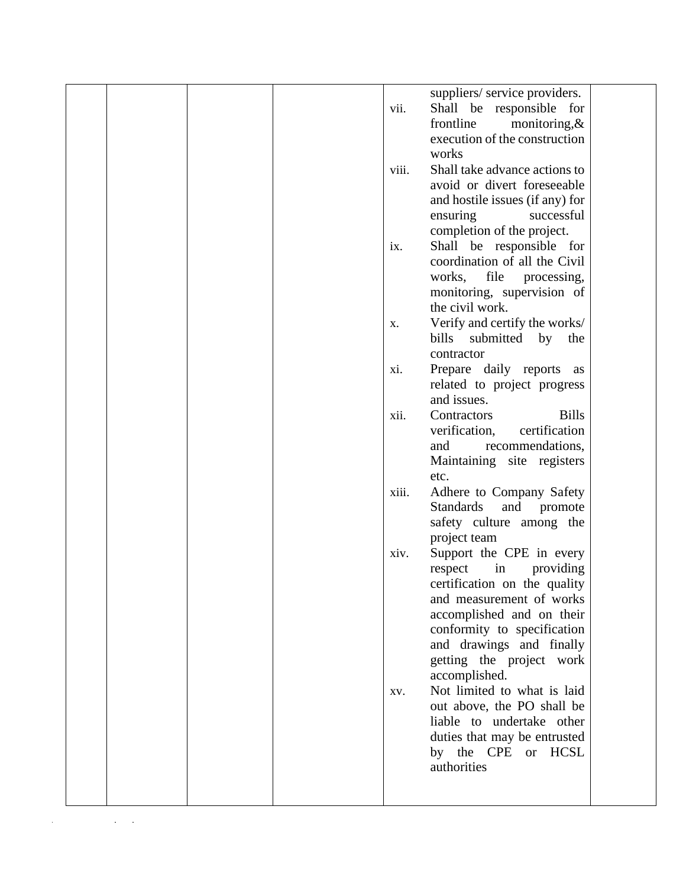| | | | | suppliers/ service providers.<br>vii. Shall be responsible for frontline monitoring,& execution of the construction works<br>viii. Shall take advance actions to avoid or divert foreseeable and hostile issues (if any) for ensuring successful completion of the project.<br>ix. Shall be responsible for coordination of all the Civil works, file processing, monitoring, supervision of the civil work.<br>x. Verify and certify the works/ bills submitted by the contractor<br>xi. Prepare daily reports as related to project progress and issues.<br>xii. Contractors Bills verification, certification and recommendations, Maintaining site registers etc.<br>xiii. Adhere to Company Safety Standards and promote safety culture among the project team<br>xiv. Support the CPE in every respect in providing certification on the quality and measurement of works accomplished and on their conformity to specification and drawings and finally getting the project work accomplished.<br>xv. Not limited to what is laid out above, the PO shall be liable to undertake other duties that may be entrusted by the CPE or HCSL authorities | |
|---|---|---|---|---|---|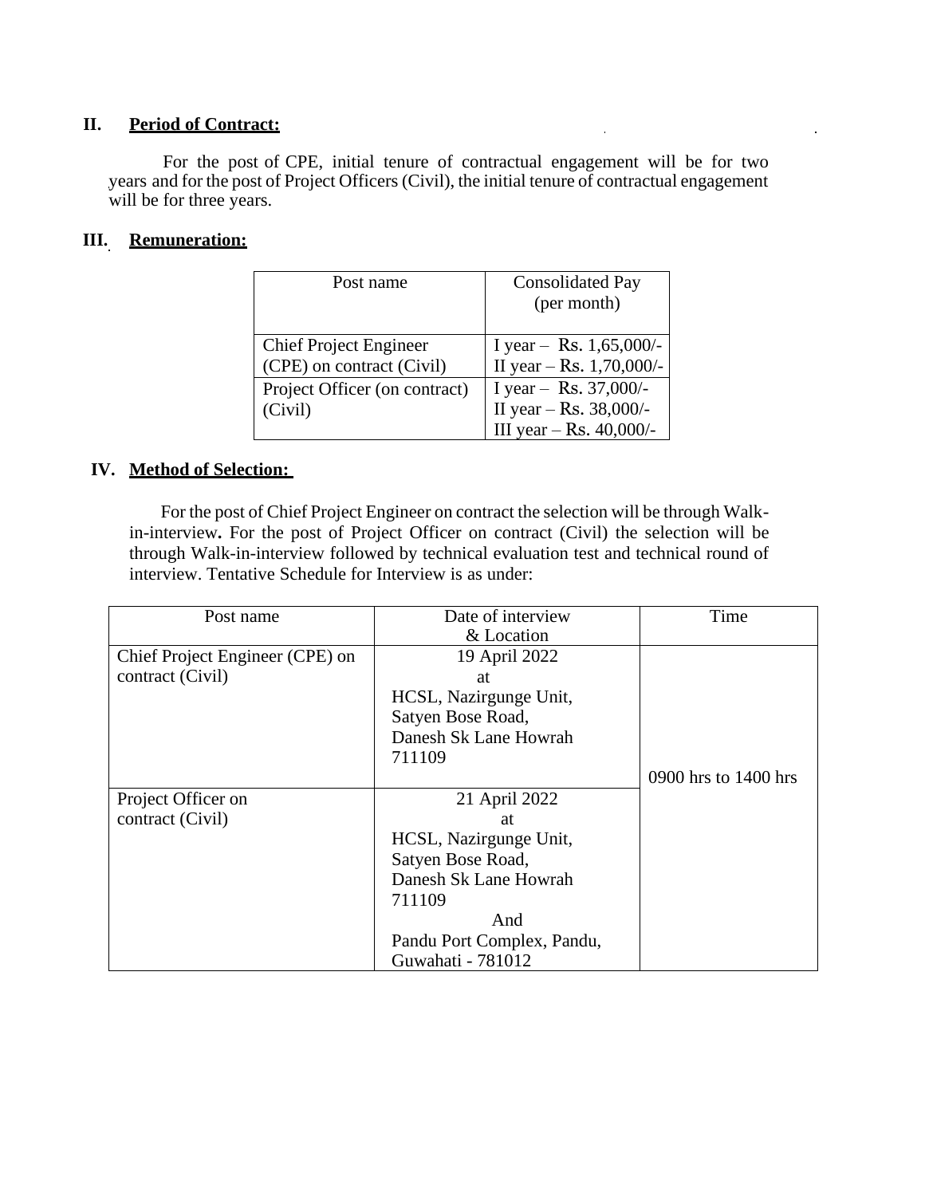## II. Period of Contract:

For the post of CPE, initial tenure of contractual engagement will be for two years and for the post of Project Officers (Civil), the initial tenure of contractual engagement will be for three years.

## III. Remuneration:

| Post name | Consolidated Pay (per month) |
|---|---|
| Chief Project Engineer (CPE) on contract (Civil) | I year – Rs. 1,65,000/-<br>II year – Rs. 1,70,000/- |
| Project Officer (on contract) (Civil) | I year – Rs. 37,000/-<br>II year – Rs. 38,000/-<br>III year – Rs. 40,000/- |

## IV. Method of Selection:

For the post of Chief Project Engineer on contract the selection will be through Walk-in-interview**.** For the post of Project Officer on contract (Civil) the selection will be through Walk-in-interview followed by technical evaluation test and technical round of interview. Tentative Schedule for Interview is as under:

| Post name | Date of interview & Location | Time |
|---|---|---|
| Chief Project Engineer (CPE) on contract (Civil) | 19 April 2022 at HCSL, Nazirgunge Unit, Satyen Bose Road, Danesh Sk Lane Howrah 711109 | 0900 hrs to 1400 hrs |
| Project Officer on contract (Civil) | 21 April 2022 at HCSL, Nazirgunge Unit, Satyen Bose Road, Danesh Sk Lane Howrah 711109 And Pandu Port Complex, Pandu, Guwahati - 781012 | 0900 hrs to 1400 hrs |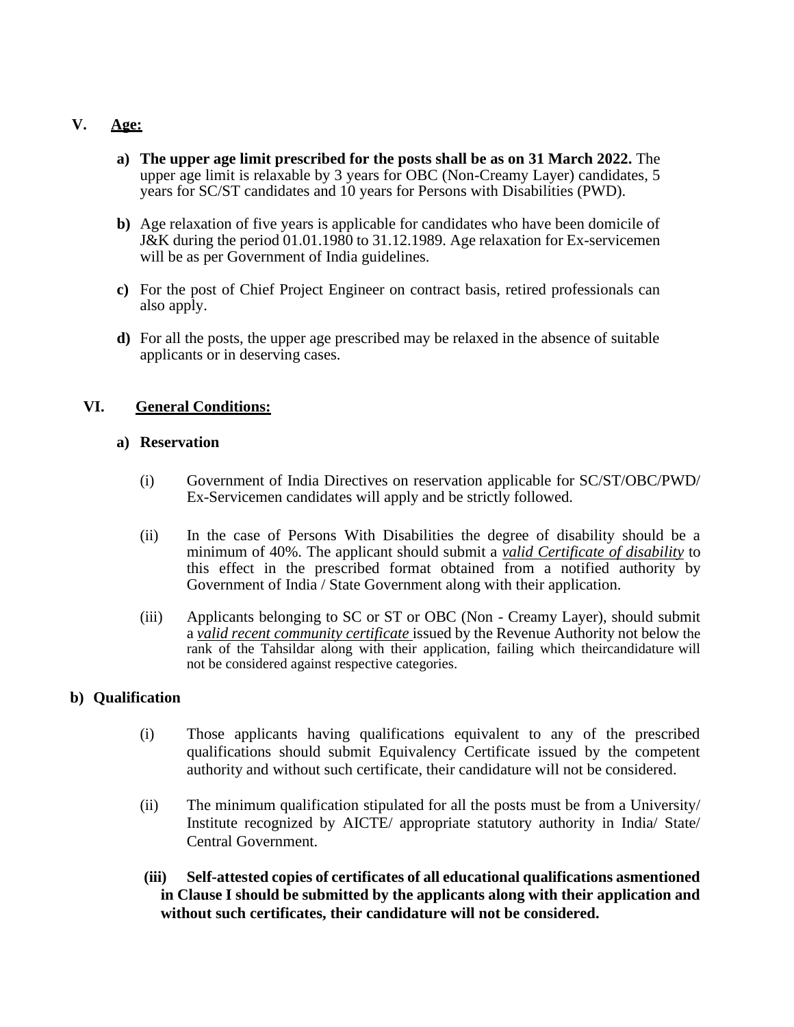## V. Age:

**a)** **The upper age limit prescribed for the posts shall be as on 31 March 2022.** The upper age limit is relaxable by 3 years for OBC (Non-Creamy Layer) candidates, 5 years for SC/ST candidates and 10 years for Persons with Disabilities (PWD).

**b)** Age relaxation of five years is applicable for candidates who have been domicile of J&K during the period 01.01.1980 to 31.12.1989. Age relaxation for Ex-servicemen will be as per Government of India guidelines.

**c)** For the post of Chief Project Engineer on contract basis, retired professionals can also apply.

**d)** For all the posts, the upper age prescribed may be relaxed in the absence of suitable applicants or in deserving cases.

## VI. General Conditions:

### a) Reservation

(i) Government of India Directives on reservation applicable for SC/ST/OBC/PWD/ Ex-Servicemen candidates will apply and be strictly followed.

(ii) In the case of Persons With Disabilities the degree of disability should be a minimum of 40%. The applicant should submit a ***valid Certificate of disability*** to this effect in the prescribed format obtained from a notified authority by Government of India / State Government along with their application.

(iii) Applicants belonging to SC or ST or OBC (Non - Creamy Layer), should submit a ***valid recent community certificate*** issued by the Revenue Authority not below the rank of the Tahsildar along with their application, failing which theircandidature will not be considered against respective categories.

### b) Qualification

(i) Those applicants having qualifications equivalent to any of the prescribed qualifications should submit Equivalency Certificate issued by the competent authority and without such certificate, their candidature will not be considered.

(ii) The minimum qualification stipulated for all the posts must be from a University/ Institute recognized by AICTE/ appropriate statutory authority in India/ State/ Central Government.

**(iii) Self-attested copies of certificates of all educational qualifications asmentioned in Clause I should be submitted by the applicants along with their application and without such certificates, their candidature will not be considered.**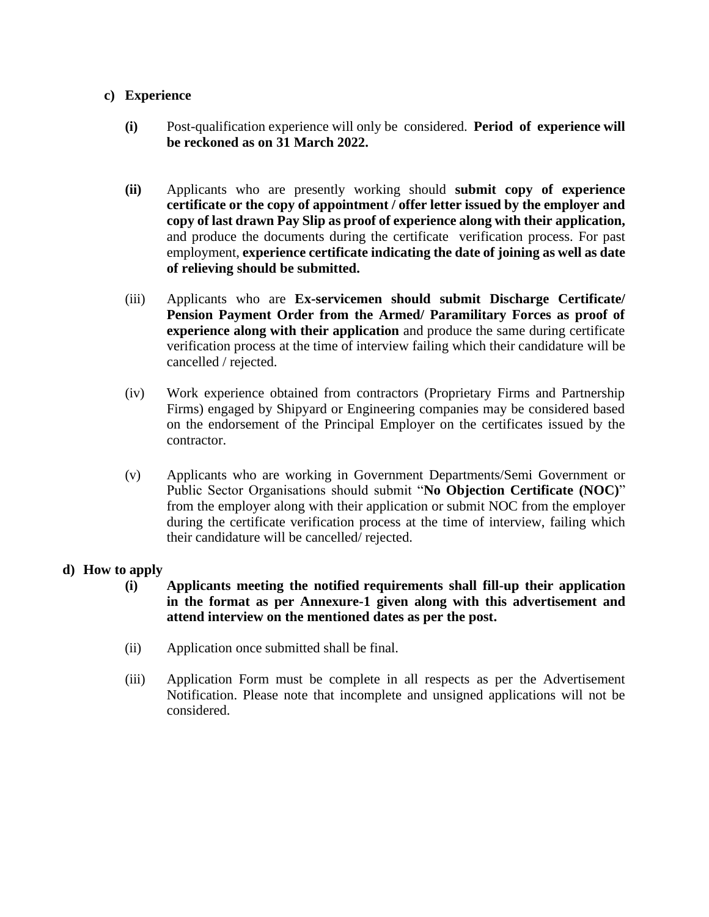**c) Experience**

**(i)** Post-qualification experience will only be considered. **Period of experience will be reckoned as on 31 March 2022.**

**(ii)** Applicants who are presently working should **submit copy of experience certificate or the copy of appointment / offer letter issued by the employer and copy of last drawn Pay Slip as proof of experience along with their application,** and produce the documents during the certificate verification process. For past employment, **experience certificate indicating the date of joining as well as date of relieving should be submitted.**

(iii) Applicants who are **Ex-servicemen should submit Discharge Certificate/ Pension Payment Order from the Armed/ Paramilitary Forces as proof of experience along with their application** and produce the same during certificate verification process at the time of interview failing which their candidature will be cancelled / rejected.

(iv) Work experience obtained from contractors (Proprietary Firms and Partnership Firms) engaged by Shipyard or Engineering companies may be considered based on the endorsement of the Principal Employer on the certificates issued by the contractor.

(v) Applicants who are working in Government Departments/Semi Government or Public Sector Organisations should submit "**No Objection Certificate (NOC)**" from the employer along with their application or submit NOC from the employer during the certificate verification process at the time of interview, failing which their candidature will be cancelled/ rejected.

**d) How to apply**

**(i) Applicants meeting the notified requirements shall fill-up their application in the format as per Annexure-1 given along with this advertisement and attend interview on the mentioned dates as per the post.**

(ii) Application once submitted shall be final.

(iii) Application Form must be complete in all respects as per the Advertisement Notification. Please note that incomplete and unsigned applications will not be considered.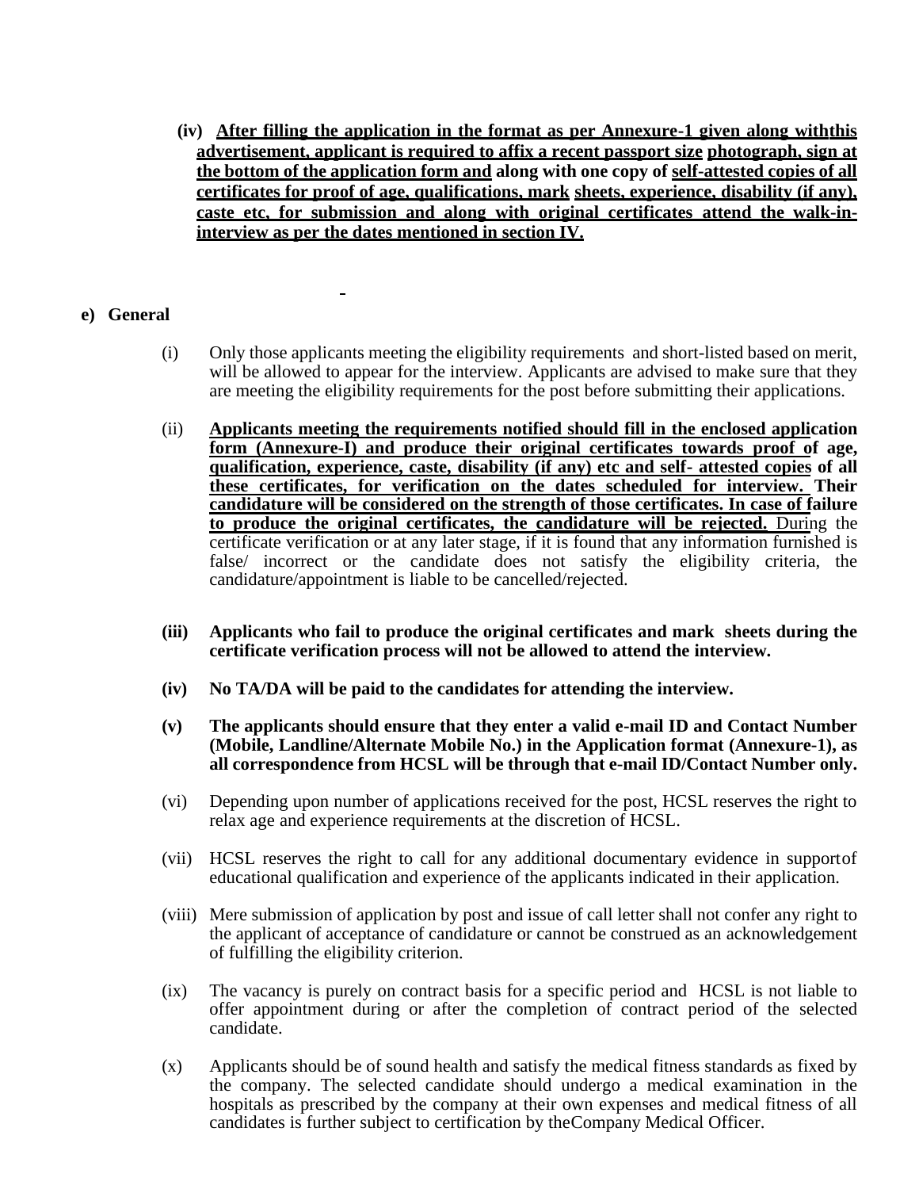**(iv) After filling the application in the format as per Annexure-1 given along withthis advertisement, applicant is required to affix a recent passport size photograph, sign at the bottom of the application form and along with one copy of self-attested copies of all certificates for proof of age, qualifications, mark sheets, experience, disability (if any), caste etc, for submission and along with original certificates attend the walk-in-interview as per the dates mentioned in section IV.**

**e) General**

(i) Only those applicants meeting the eligibility requirements and short-listed based on merit, will be allowed to appear for the interview. Applicants are advised to make sure that they are meeting the eligibility requirements for the post before submitting their applications.

(ii) **Applicants meeting the requirements notified should fill in the enclosed application form (Annexure-I) and produce their original certificates towards proof of age, qualification, experience, caste, disability (if any) etc and self- attested copies of all these certificates, for verification on the dates scheduled for interview. Their candidature will be considered on the strength of those certificates. In case of failure to produce the original certificates, the candidature will be rejected.** During the certificate verification or at any later stage, if it is found that any information furnished is false/ incorrect or the candidate does not satisfy the eligibility criteria, the candidature/appointment is liable to be cancelled/rejected.

**(iii) Applicants who fail to produce the original certificates and mark sheets during the certificate verification process will not be allowed to attend the interview.**

**(iv) No TA/DA will be paid to the candidates for attending the interview.**

**(v) The applicants should ensure that they enter a valid e-mail ID and Contact Number (Mobile, Landline/Alternate Mobile No.) in the Application format (Annexure-1), as all correspondence from HCSL will be through that e-mail ID/Contact Number only.**

(vi) Depending upon number of applications received for the post, HCSL reserves the right to relax age and experience requirements at the discretion of HCSL.

(vii) HCSL reserves the right to call for any additional documentary evidence in supportof educational qualification and experience of the applicants indicated in their application.

(viii) Mere submission of application by post and issue of call letter shall not confer any right to the applicant of acceptance of candidature or cannot be construed as an acknowledgement of fulfilling the eligibility criterion.

(ix) The vacancy is purely on contract basis for a specific period and HCSL is not liable to offer appointment during or after the completion of contract period of the selected candidate.

(x) Applicants should be of sound health and satisfy the medical fitness standards as fixed by the company. The selected candidate should undergo a medical examination in the hospitals as prescribed by the company at their own expenses and medical fitness of all candidates is further subject to certification by theCompany Medical Officer.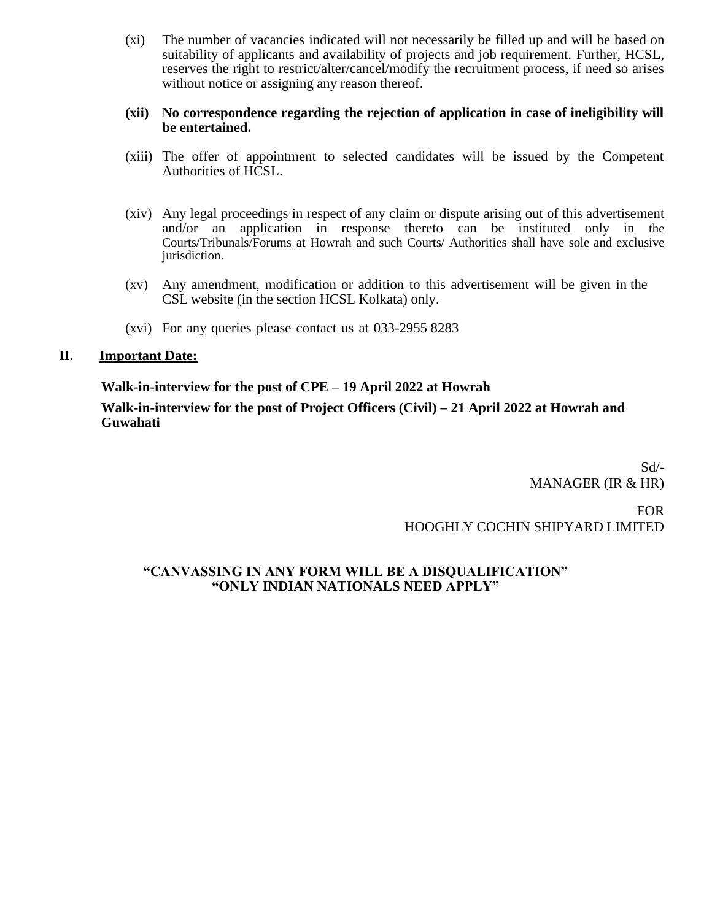(xi) The number of vacancies indicated will not necessarily be filled up and will be based on suitability of applicants and availability of projects and job requirement. Further, HCSL, reserves the right to restrict/alter/cancel/modify the recruitment process, if need so arises without notice or assigning any reason thereof.

**(xii) No correspondence regarding the rejection of application in case of ineligibility will be entertained.**

(xiii) The offer of appointment to selected candidates will be issued by the Competent Authorities of HCSL.

(xiv) Any legal proceedings in respect of any claim or dispute arising out of this advertisement and/or an application in response thereto can be instituted only in the Courts/Tribunals/Forums at Howrah and such Courts/ Authorities shall have sole and exclusive jurisdiction.

(xv) Any amendment, modification or addition to this advertisement will be given in the CSL website (in the section HCSL Kolkata) only.

(xvi) For any queries please contact us at 033-2955 8283

## II. Important Date:

**Walk-in-interview for the post of CPE – 19 April 2022 at Howrah**

**Walk-in-interview for the post of Project Officers (Civil) – 21 April 2022 at Howrah and Guwahati**

Sd/-
MANAGER (IR & HR)

FOR
HOOGHLY COCHIN SHIPYARD LIMITED

**"CANVASSING IN ANY FORM WILL BE A DISQUALIFICATION"**
**"ONLY INDIAN NATIONALS NEED APPLY"**